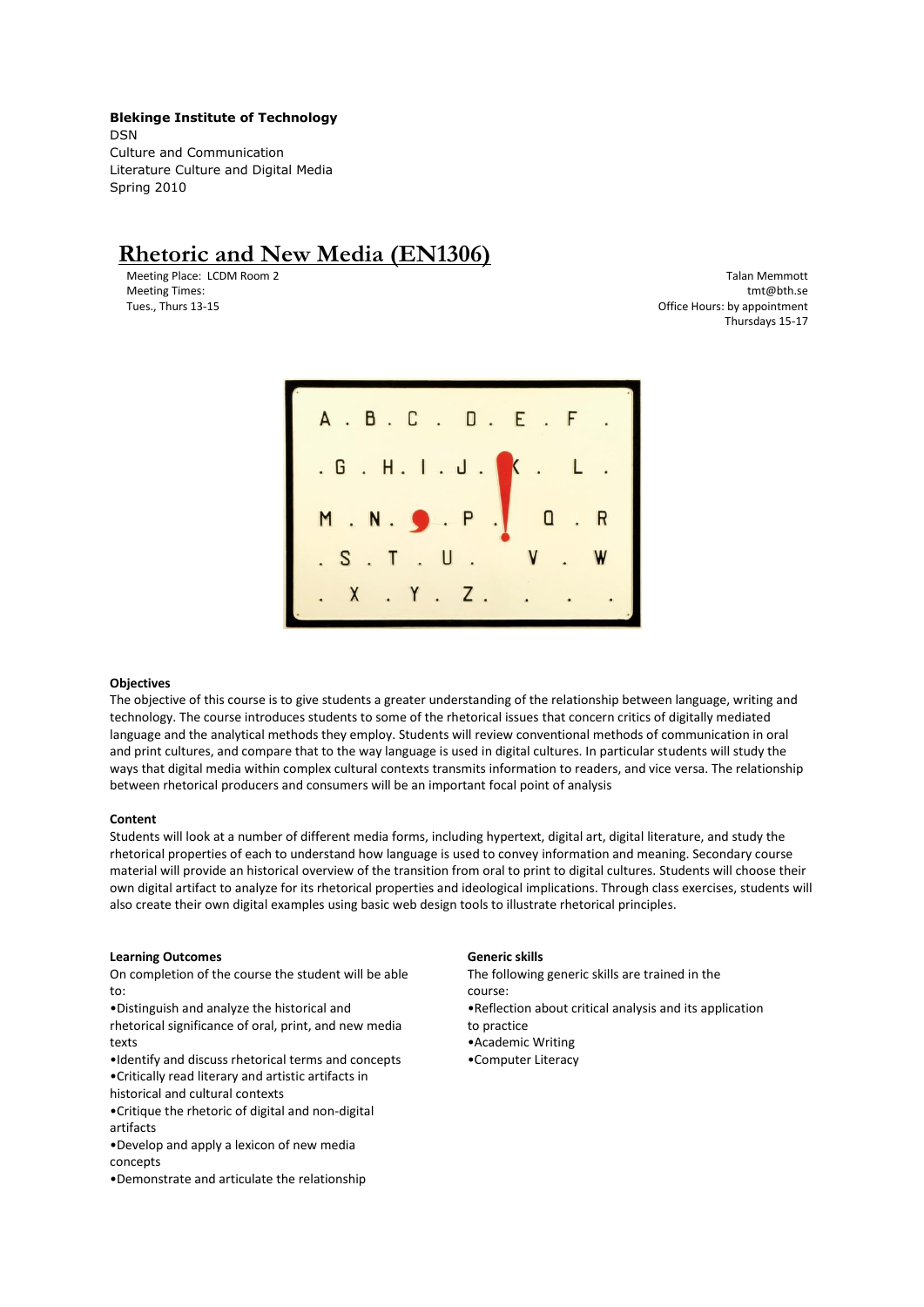**Blekinge Institute of Technology**
DSN
Culture and Communication
Literature Culture and Digital Media
Spring 2010

# Rhetoric and New Media (EN1306)

Meeting Place: LCDM Room 2
Meeting Times:
Tues., Thurs 13-15

Talan Memmott
tmt@bth.se
Office Hours: by appointment
Thursdays 15-17

**Objectives**

The objective of this course is to give students a greater understanding of the relationship between language, writing and technology. The course introduces students to some of the rhetorical issues that concern critics of digitally mediated language and the analytical methods they employ. Students will review conventional methods of communication in oral and print cultures, and compare that to the way language is used in digital cultures. In particular students will study the ways that digital media within complex cultural contexts transmits information to readers, and vice versa. The relationship between rhetorical producers and consumers will be an important focal point of analysis

**Content**

Students will look at a number of different media forms, including hypertext, digital art, digital literature, and study the rhetorical properties of each to understand how language is used to convey information and meaning. Secondary course material will provide an historical overview of the transition from oral to print to digital cultures. Students will choose their own digital artifact to analyze for its rhetorical properties and ideological implications. Through class exercises, students will also create their own digital examples using basic web design tools to illustrate rhetorical principles.

**Learning Outcomes**

On completion of the course the student will be able to:

- •Distinguish and analyze the historical and rhetorical significance of oral, print, and new media texts
- •Identify and discuss rhetorical terms and concepts
- •Critically read literary and artistic artifacts in historical and cultural contexts
- •Critique the rhetoric of digital and non-digital artifacts
- •Develop and apply a lexicon of new media concepts
- •Demonstrate and articulate the relationship

**Generic skills**

The following generic skills are trained in the course:

- •Reflection about critical analysis and its application to practice
- •Academic Writing
- •Computer Literacy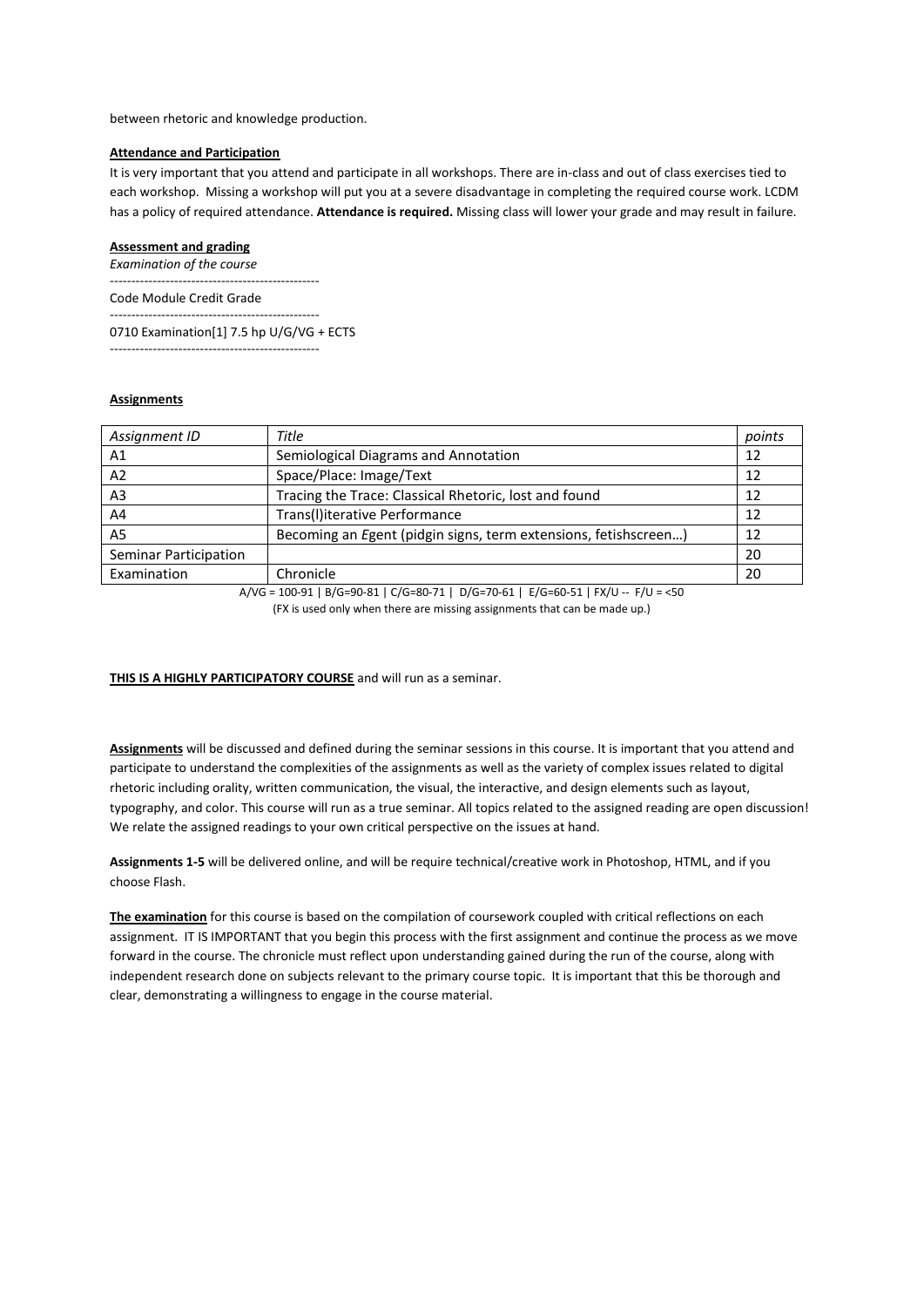between rhetoric and knowledge production.

**Attendance and Participation**

It is very important that you attend and participate in all workshops. There are in-class and out of class exercises tied to each workshop. Missing a workshop will put you at a severe disadvantage in completing the required course work. LCDM has a policy of required attendance. **Attendance is required.** Missing class will lower your grade and may result in failure.

**Assessment and grading**

*Examination of the course*

-------------------------------------------------

Code Module Credit Grade

-------------------------------------------------

0710 Examination[1] 7.5 hp U/G/VG + ECTS

-------------------------------------------------

**Assignments**

| *Assignment ID* | *Title* | *points* |
|---|---|---|
| A1 | Semiological Diagrams and Annotation | 12 |
| A2 | Space/Place: Image/Text | 12 |
| A3 | Tracing the Trace: Classical Rhetoric, lost and found | 12 |
| A4 | Trans(l)iterative Performance | 12 |
| A5 | Becoming an *E*gent (pidgin signs, term extensions, fetishscreen…) | 12 |
| Seminar Participation | | 20 |
| Examination | Chronicle | 20 |

A/VG = 100-91 | B/G=90-81 | C/G=80-71 | D/G=70-61 | E/G=60-51 | FX/U -- F/U = <50

(FX is used only when there are missing assignments that can be made up.)

**THIS IS A HIGHLY PARTICIPATORY COURSE** and will run as a seminar.

**Assignments** will be discussed and defined during the seminar sessions in this course. It is important that you attend and participate to understand the complexities of the assignments as well as the variety of complex issues related to digital rhetoric including orality, written communication, the visual, the interactive, and design elements such as layout, typography, and color. This course will run as a true seminar. All topics related to the assigned reading are open discussion! We relate the assigned readings to your own critical perspective on the issues at hand.

**Assignments 1-5** will be delivered online, and will be require technical/creative work in Photoshop, HTML, and if you choose Flash.

**The examination** for this course is based on the compilation of coursework coupled with critical reflections on each assignment. IT IS IMPORTANT that you begin this process with the first assignment and continue the process as we move forward in the course. The chronicle must reflect upon understanding gained during the run of the course, along with independent research done on subjects relevant to the primary course topic. It is important that this be thorough and clear, demonstrating a willingness to engage in the course material.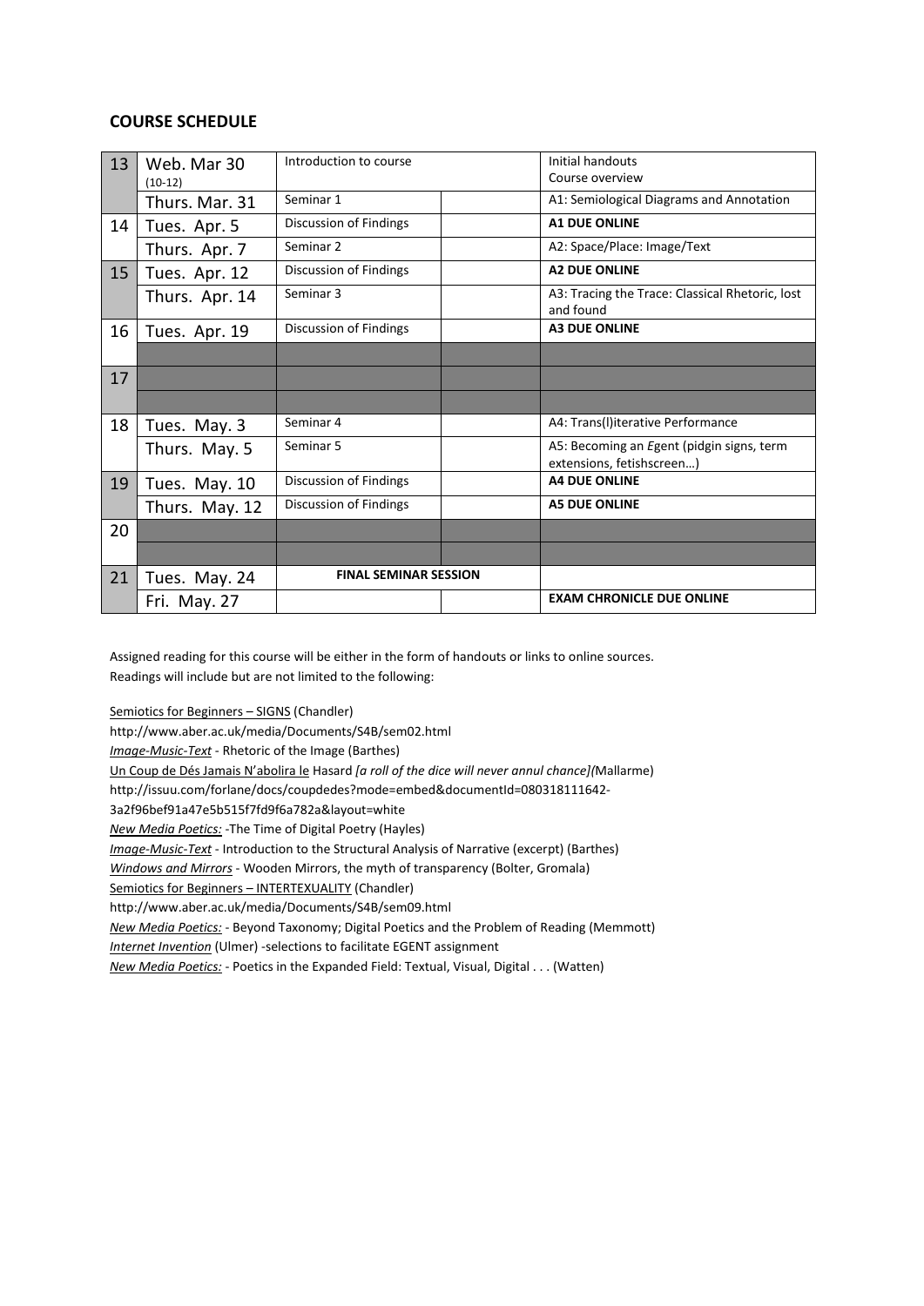## COURSE SCHEDULE

| | | | | |
|---|---|---|---|---|
| 13 | Web. Mar 30 (10-12) | Introduction to course | | Initial handouts<br>Course overview |
| | Thurs. Mar. 31 | Seminar 1 | | A1: Semiological Diagrams and Annotation |
| 14 | Tues. Apr. 5 | Discussion of Findings | | **A1 DUE ONLINE** |
| | Thurs. Apr. 7 | Seminar 2 | | A2: Space/Place: Image/Text |
| 15 | Tues. Apr. 12 | Discussion of Findings | | **A2 DUE ONLINE** |
| | Thurs. Apr. 14 | Seminar 3 | | A3: Tracing the Trace: Classical Rhetoric, lost and found |
| 16 | Tues. Apr. 19 | Discussion of Findings | | **A3 DUE ONLINE** |
| | | | | |
| 17 | | | | |
| | | | | |
| 18 | Tues. May. 3 | Seminar 4 | | A4: Trans(l)iterative Performance |
| | Thurs. May. 5 | Seminar 5 | | A5: Becoming an *E*gent (pidgin signs, term extensions, fetishscreen…) |
| 19 | Tues. May. 10 | Discussion of Findings | | **A4 DUE ONLINE** |
| | Thurs. May. 12 | Discussion of Findings | | **A5 DUE ONLINE** |
| 20 | | | | |
| | | | | |
| 21 | Tues. May. 24 | **FINAL SEMINAR SESSION** | | |
| | Fri. May. 27 | | | **EXAM CHRONICLE DUE ONLINE** |

Assigned reading for this course will be either in the form of handouts or links to online sources.
Readings will include but are not limited to the following:

Semiotics for Beginners – SIGNS (Chandler)
http://www.aber.ac.uk/media/Documents/S4B/sem02.html
*Image-Music-Text* - Rhetoric of the Image (Barthes)
Un Coup de Dés Jamais N'abolira le Hasard *[a roll of the dice will never annul chance](*Mallarme)
http://issuu.com/forlane/docs/coupdedes?mode=embed&documentId=080318111642-3a2f96bef91a47e5b515f7fd9f6a782a&layout=white
*New Media Poetics:* -The Time of Digital Poetry (Hayles)
*Image-Music-Text* - Introduction to the Structural Analysis of Narrative (excerpt) (Barthes)
*Windows and Mirrors* - Wooden Mirrors, the myth of transparency (Bolter, Gromala)
Semiotics for Beginners – INTERTEXUALITY (Chandler)
http://www.aber.ac.uk/media/Documents/S4B/sem09.html
*New Media Poetics:* - Beyond Taxonomy; Digital Poetics and the Problem of Reading (Memmott)
*Internet Invention* (Ulmer) -selections to facilitate EGENT assignment
*New Media Poetics:* - Poetics in the Expanded Field: Textual, Visual, Digital . . . (Watten)